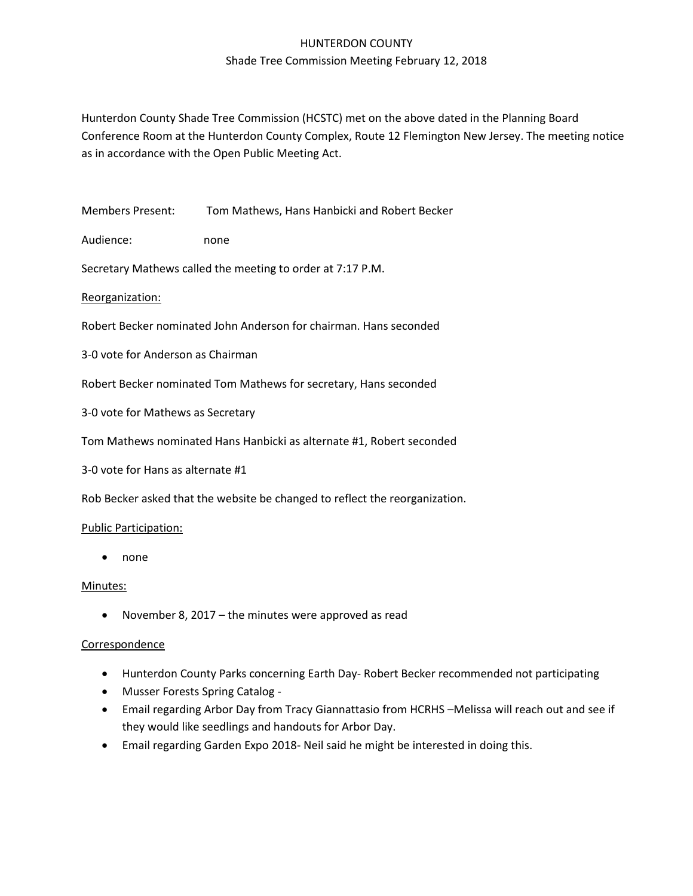# HUNTERDON COUNTY

## Shade Tree Commission Meeting February 12, 2018

Hunterdon County Shade Tree Commission (HCSTC) met on the above dated in the Planning Board Conference Room at the Hunterdon County Complex, Route 12 Flemington New Jersey. The meeting notice as in accordance with the Open Public Meeting Act.

Members Present: Tom Mathews, Hans Hanbicki and Robert Becker

Audience: none

Secretary Mathews called the meeting to order at 7:17 P.M.

<u>Reorganization:</u>

Robert Becker nominated John Anderson for chairman. Hans seconded

3-0 vote for Anderson as Chairman

Robert Becker nominated Tom Mathews for secretary, Hans seconded

3-0 vote for Mathews as Secretary

Tom Mathews nominated Hans Hanbicki as alternate #1, Robert seconded

3-0 vote for Hans as alternate #1

Rob Becker asked that the website be changed to reflect the reorganization.

<u>Public Participation:</u>

- none

<u>Minutes:</u>

- November 8, 2017 – the minutes were approved as read

<u>Correspondence</u>

- Hunterdon County Parks concerning Earth Day- Robert Becker recommended not participating
- Musser Forests Spring Catalog -
- Email regarding Arbor Day from Tracy Giannattasio from HCRHS –Melissa will reach out and see if they would like seedlings and handouts for Arbor Day.
- Email regarding Garden Expo 2018- Neil said he might be interested in doing this.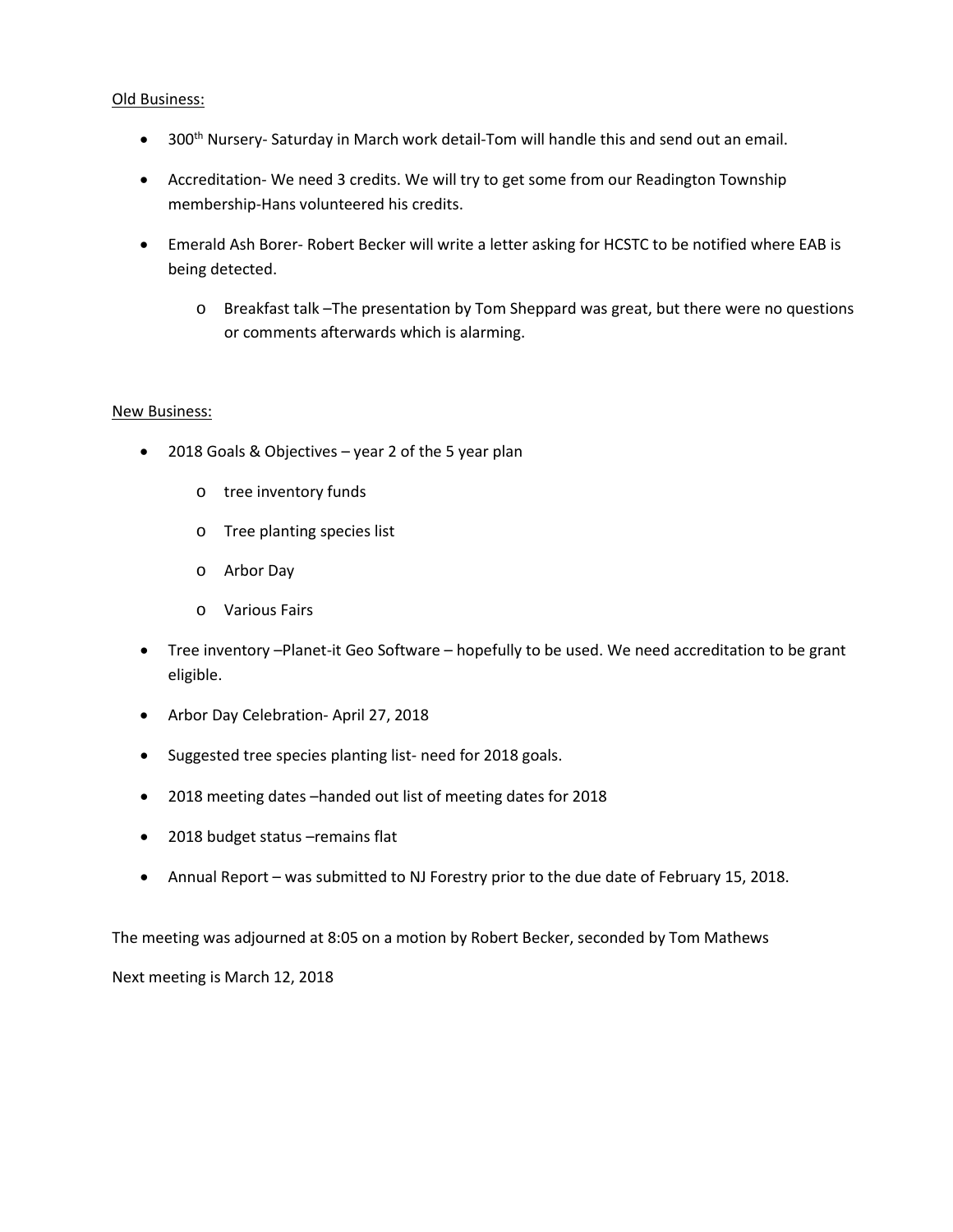Old Business:

- 300th Nursery- Saturday in March work detail-Tom will handle this and send out an email.
- Accreditation- We need 3 credits. We will try to get some from our Readington Township membership-Hans volunteered his credits.
- Emerald Ash Borer- Robert Becker will write a letter asking for HCSTC to be notified where EAB is being detected.
  - Breakfast talk –The presentation by Tom Sheppard was great, but there were no questions or comments afterwards which is alarming.

New Business:

- 2018 Goals & Objectives – year 2 of the 5 year plan
  - tree inventory funds
  - Tree planting species list
  - Arbor Day
  - Various Fairs
- Tree inventory –Planet-it Geo Software – hopefully to be used. We need accreditation to be grant eligible.
- Arbor Day Celebration- April 27, 2018
- Suggested tree species planting list- need for 2018 goals.
- 2018 meeting dates –handed out list of meeting dates for 2018
- 2018 budget status –remains flat
- Annual Report – was submitted to NJ Forestry prior to the due date of February 15, 2018.

The meeting was adjourned at 8:05 on a motion by Robert Becker, seconded by Tom Mathews

Next meeting is March 12, 2018